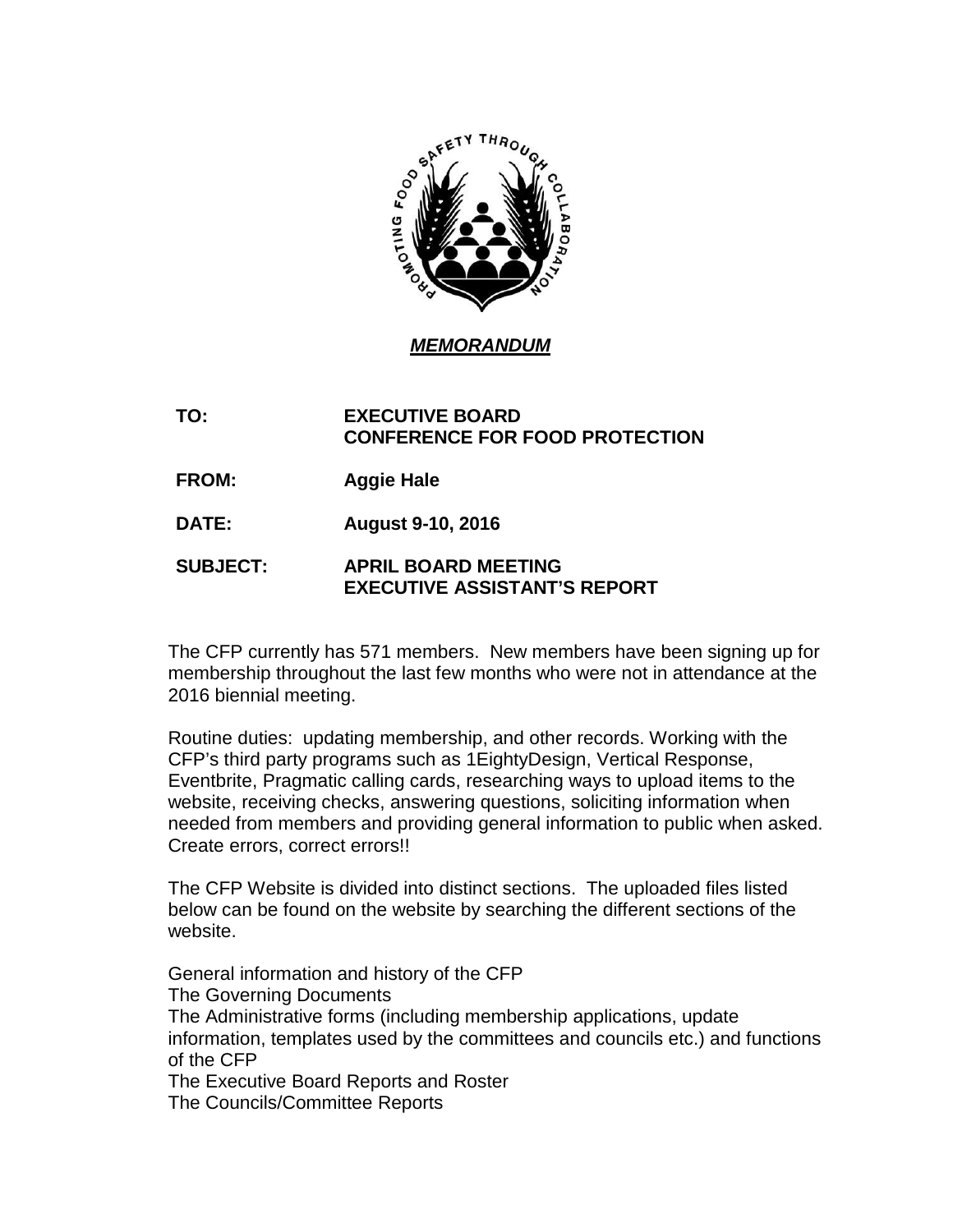***MEMORANDUM***

**TO:** **EXECUTIVE BOARD**
**CONFERENCE FOR FOOD PROTECTION**

**FROM:** **Aggie Hale**

**DATE:** **August 9-10, 2016**

**SUBJECT:** **APRIL BOARD MEETING**
**EXECUTIVE ASSISTANT'S REPORT**

The CFP currently has 571 members. New members have been signing up for membership throughout the last few months who were not in attendance at the 2016 biennial meeting.

Routine duties: updating membership, and other records. Working with the CFP's third party programs such as 1EightyDesign, Vertical Response, Eventbrite, Pragmatic calling cards, researching ways to upload items to the website, receiving checks, answering questions, soliciting information when needed from members and providing general information to public when asked. Create errors, correct errors!!

The CFP Website is divided into distinct sections. The uploaded files listed below can be found on the website by searching the different sections of the website.

General information and history of the CFP
The Governing Documents
The Administrative forms (including membership applications, update information, templates used by the committees and councils etc.) and functions of the CFP
The Executive Board Reports and Roster
The Councils/Committee Reports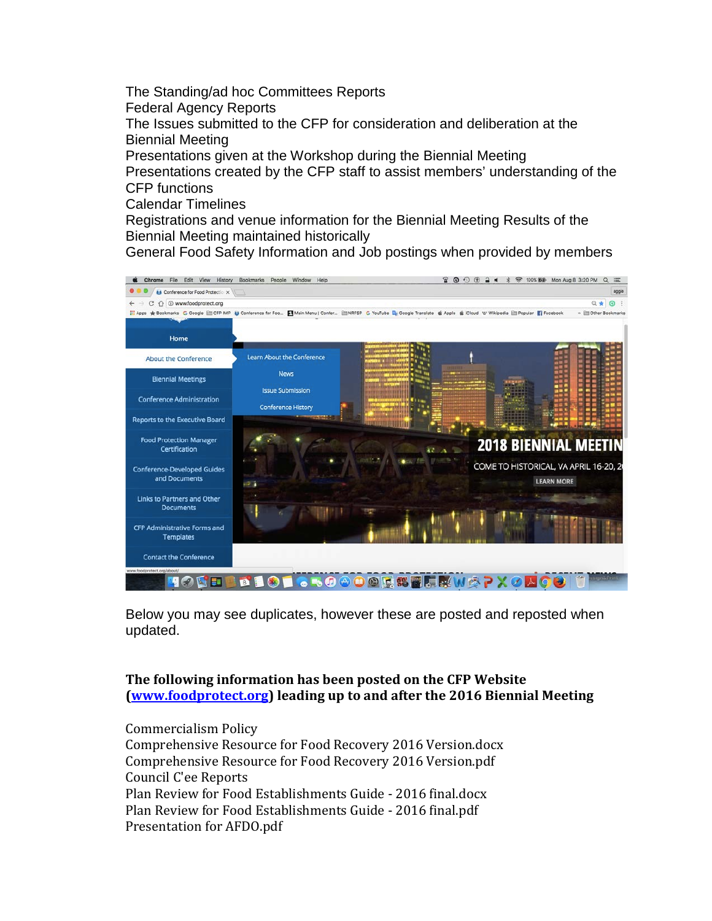The Standing/ad hoc Committees Reports
Federal Agency Reports
The Issues submitted to the CFP for consideration and deliberation at the Biennial Meeting
Presentations given at the Workshop during the Biennial Meeting
Presentations created by the CFP staff to assist members' understanding of the CFP functions
Calendar Timelines
Registrations and venue information for the Biennial Meeting Results of the Biennial Meeting maintained historically
General Food Safety Information and Job postings when provided by members

Below you may see duplicates, however these are posted and reposted when updated.

**The following information has been posted on the CFP Website ([www.foodprotect.org](http://www.foodprotect.org)) leading up to and after the 2016 Biennial Meeting**

Commercialism Policy
Comprehensive Resource for Food Recovery 2016 Version.docx
Comprehensive Resource for Food Recovery 2016 Version.pdf
Council C'ee Reports
Plan Review for Food Establishments Guide - 2016 final.docx
Plan Review for Food Establishments Guide - 2016 final.pdf
Presentation for AFDO.pdf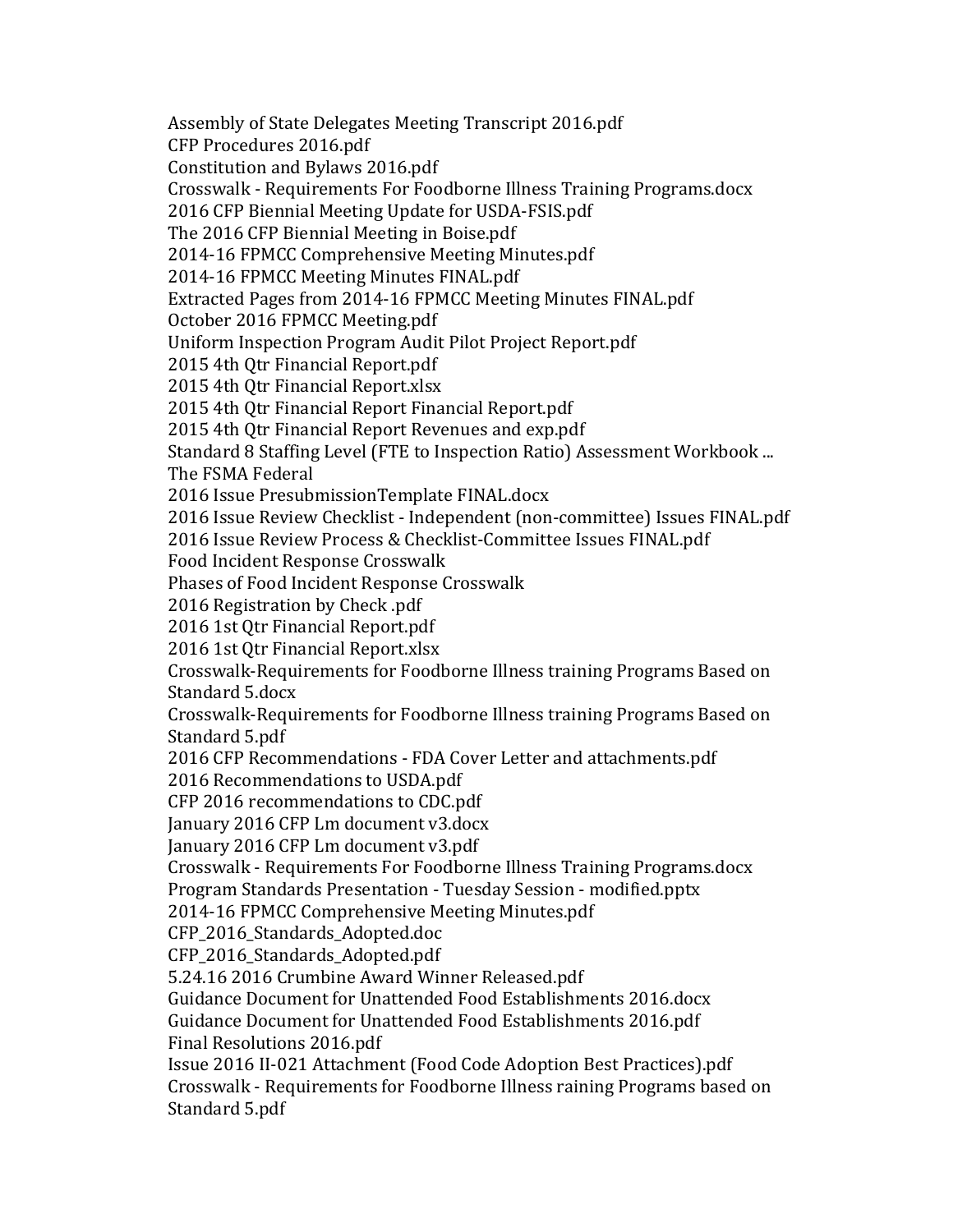Assembly of State Delegates Meeting Transcript 2016.pdf
CFP Procedures 2016.pdf
Constitution and Bylaws 2016.pdf
Crosswalk - Requirements For Foodborne Illness Training Programs.docx
2016 CFP Biennial Meeting Update for USDA-FSIS.pdf
The 2016 CFP Biennial Meeting in Boise.pdf
2014-16 FPMCC Comprehensive Meeting Minutes.pdf
2014-16 FPMCC Meeting Minutes FINAL.pdf
Extracted Pages from 2014-16 FPMCC Meeting Minutes FINAL.pdf
October 2016 FPMCC Meeting.pdf
Uniform Inspection Program Audit Pilot Project Report.pdf
2015 4th Qtr Financial Report.pdf
2015 4th Qtr Financial Report.xlsx
2015 4th Qtr Financial Report Financial Report.pdf
2015 4th Qtr Financial Report Revenues and exp.pdf
Standard 8 Staffing Level (FTE to Inspection Ratio) Assessment Workbook ...
The FSMA Federal
2016 Issue PresubmissionTemplate FINAL.docx
2016 Issue Review Checklist - Independent (non-committee) Issues FINAL.pdf
2016 Issue Review Process & Checklist-Committee Issues FINAL.pdf
Food Incident Response Crosswalk
Phases of Food Incident Response Crosswalk
2016 Registration by Check .pdf
2016 1st Qtr Financial Report.pdf
2016 1st Qtr Financial Report.xlsx
Crosswalk-Requirements for Foodborne Illness training Programs Based on Standard 5.docx
Crosswalk-Requirements for Foodborne Illness training Programs Based on Standard 5.pdf
2016 CFP Recommendations - FDA Cover Letter and attachments.pdf
2016 Recommendations to USDA.pdf
CFP 2016 recommendations to CDC.pdf
January 2016 CFP Lm document v3.docx
January 2016 CFP Lm document v3.pdf
Crosswalk - Requirements For Foodborne Illness Training Programs.docx
Program Standards Presentation - Tuesday Session - modified.pptx
2014-16 FPMCC Comprehensive Meeting Minutes.pdf
CFP_2016_Standards_Adopted.doc
CFP_2016_Standards_Adopted.pdf
5.24.16 2016 Crumbine Award Winner Released.pdf
Guidance Document for Unattended Food Establishments 2016.docx
Guidance Document for Unattended Food Establishments 2016.pdf
Final Resolutions 2016.pdf
Issue 2016 II-021 Attachment (Food Code Adoption Best Practices).pdf
Crosswalk - Requirements for Foodborne Illness raining Programs based on Standard 5.pdf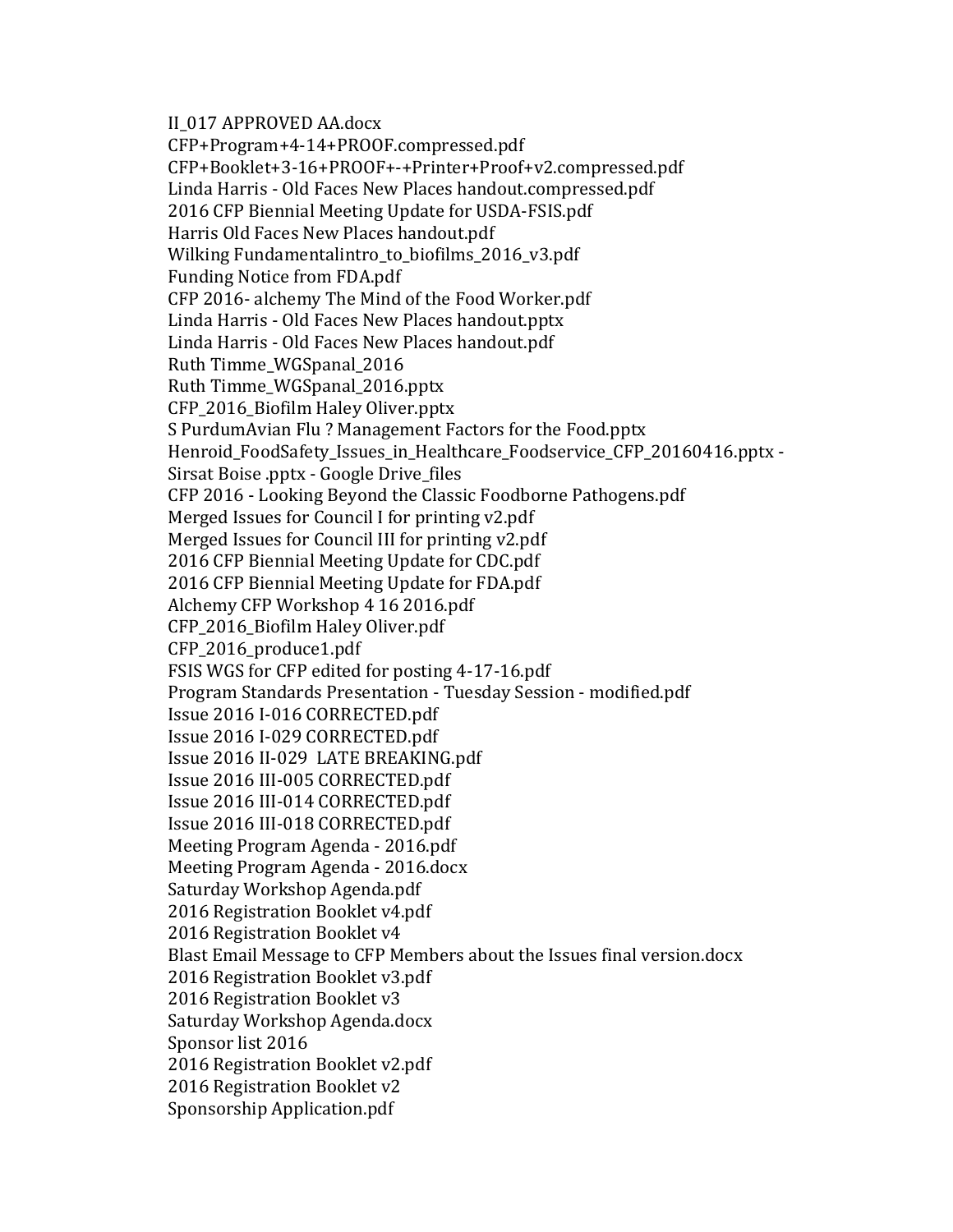II_017 APPROVED AA.docx
CFP+Program+4-14+PROOF.compressed.pdf
CFP+Booklet+3-16+PROOF+-+Printer+Proof+v2.compressed.pdf
Linda Harris - Old Faces New Places handout.compressed.pdf
2016 CFP Biennial Meeting Update for USDA-FSIS.pdf
Harris Old Faces New Places handout.pdf
Wilking Fundamentalintro_to_biofilms_2016_v3.pdf
Funding Notice from FDA.pdf
CFP 2016- alchemy The Mind of the Food Worker.pdf
Linda Harris - Old Faces New Places handout.pptx
Linda Harris - Old Faces New Places handout.pdf
Ruth Timme_WGSpanal_2016
Ruth Timme_WGSpanal_2016.pptx
CFP_2016_Biofilm Haley Oliver.pptx
S PurdumAvian Flu ? Management Factors for the Food.pptx
Henroid_FoodSafety_Issues_in_Healthcare_Foodservice_CFP_20160416.pptx -
Sirsat Boise .pptx - Google Drive_files
CFP 2016 - Looking Beyond the Classic Foodborne Pathogens.pdf
Merged Issues for Council I for printing v2.pdf
Merged Issues for Council III for printing v2.pdf
2016 CFP Biennial Meeting Update for CDC.pdf
2016 CFP Biennial Meeting Update for FDA.pdf
Alchemy CFP Workshop 4 16 2016.pdf
CFP_2016_Biofilm Haley Oliver.pdf
CFP_2016_produce1.pdf
FSIS WGS for CFP edited for posting 4-17-16.pdf
Program Standards Presentation - Tuesday Session - modified.pdf
Issue 2016 I-016 CORRECTED.pdf
Issue 2016 I-029 CORRECTED.pdf
Issue 2016 II-029 LATE BREAKING.pdf
Issue 2016 III-005 CORRECTED.pdf
Issue 2016 III-014 CORRECTED.pdf
Issue 2016 III-018 CORRECTED.pdf
Meeting Program Agenda - 2016.pdf
Meeting Program Agenda - 2016.docx
Saturday Workshop Agenda.pdf
2016 Registration Booklet v4.pdf
2016 Registration Booklet v4
Blast Email Message to CFP Members about the Issues final version.docx
2016 Registration Booklet v3.pdf
2016 Registration Booklet v3
Saturday Workshop Agenda.docx
Sponsor list 2016
2016 Registration Booklet v2.pdf
2016 Registration Booklet v2
Sponsorship Application.pdf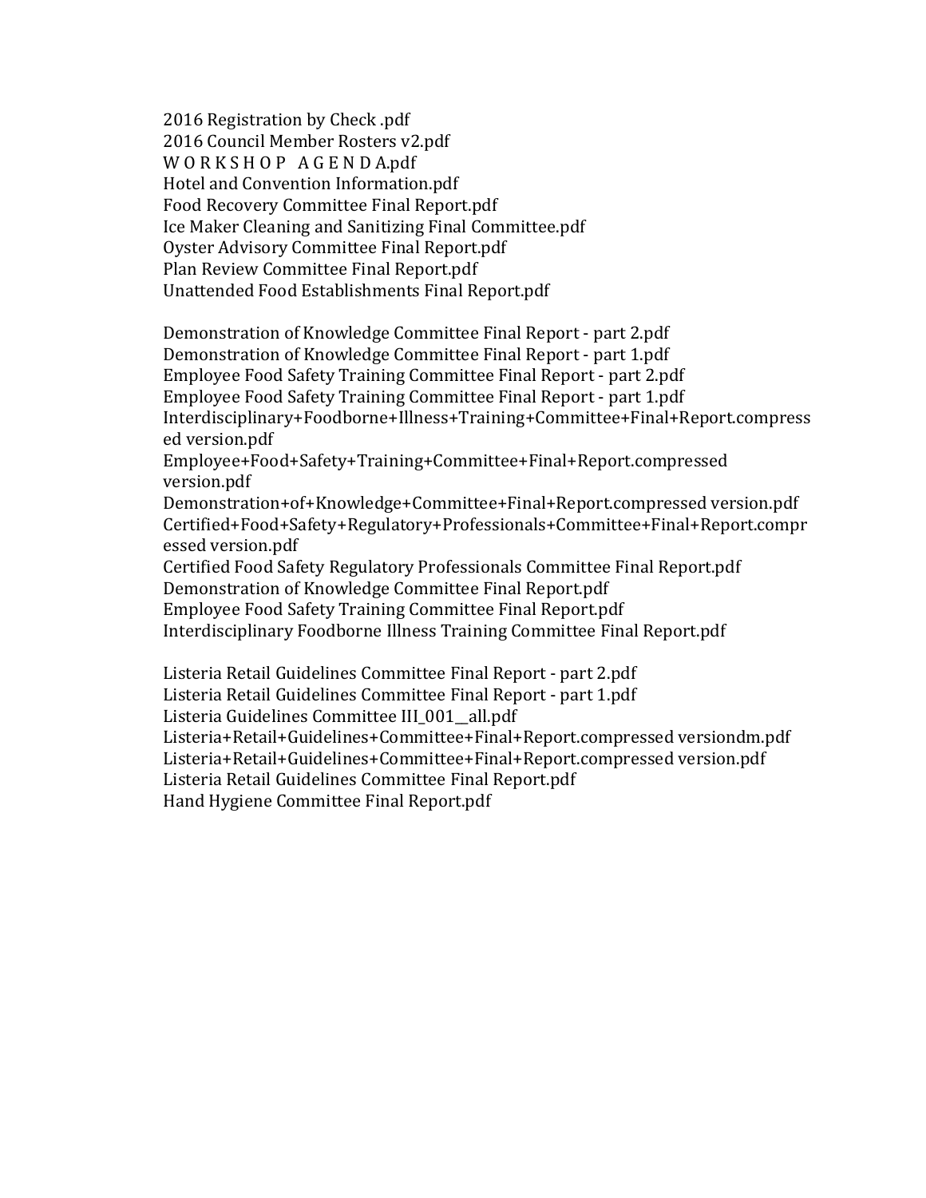2016 Registration by Check .pdf
2016 Council Member Rosters v2.pdf
W O R K S H O P A G E N D A.pdf
Hotel and Convention Information.pdf
Food Recovery Committee Final Report.pdf
Ice Maker Cleaning and Sanitizing Final Committee.pdf
Oyster Advisory Committee Final Report.pdf
Plan Review Committee Final Report.pdf
Unattended Food Establishments Final Report.pdf

Demonstration of Knowledge Committee Final Report - part 2.pdf
Demonstration of Knowledge Committee Final Report - part 1.pdf
Employee Food Safety Training Committee Final Report - part 2.pdf
Employee Food Safety Training Committee Final Report - part 1.pdf
Interdisciplinary+Foodborne+Illness+Training+Committee+Final+Report.compressed version.pdf
Employee+Food+Safety+Training+Committee+Final+Report.compressed version.pdf
Demonstration+of+Knowledge+Committee+Final+Report.compressed version.pdf
Certified+Food+Safety+Regulatory+Professionals+Committee+Final+Report.compressed version.pdf
Certified Food Safety Regulatory Professionals Committee Final Report.pdf
Demonstration of Knowledge Committee Final Report.pdf
Employee Food Safety Training Committee Final Report.pdf
Interdisciplinary Foodborne Illness Training Committee Final Report.pdf

Listeria Retail Guidelines Committee Final Report - part 2.pdf
Listeria Retail Guidelines Committee Final Report - part 1.pdf
Listeria Guidelines Committee III_001__all.pdf
Listeria+Retail+Guidelines+Committee+Final+Report.compressed versiondm.pdf
Listeria+Retail+Guidelines+Committee+Final+Report.compressed version.pdf
Listeria Retail Guidelines Committee Final Report.pdf
Hand Hygiene Committee Final Report.pdf